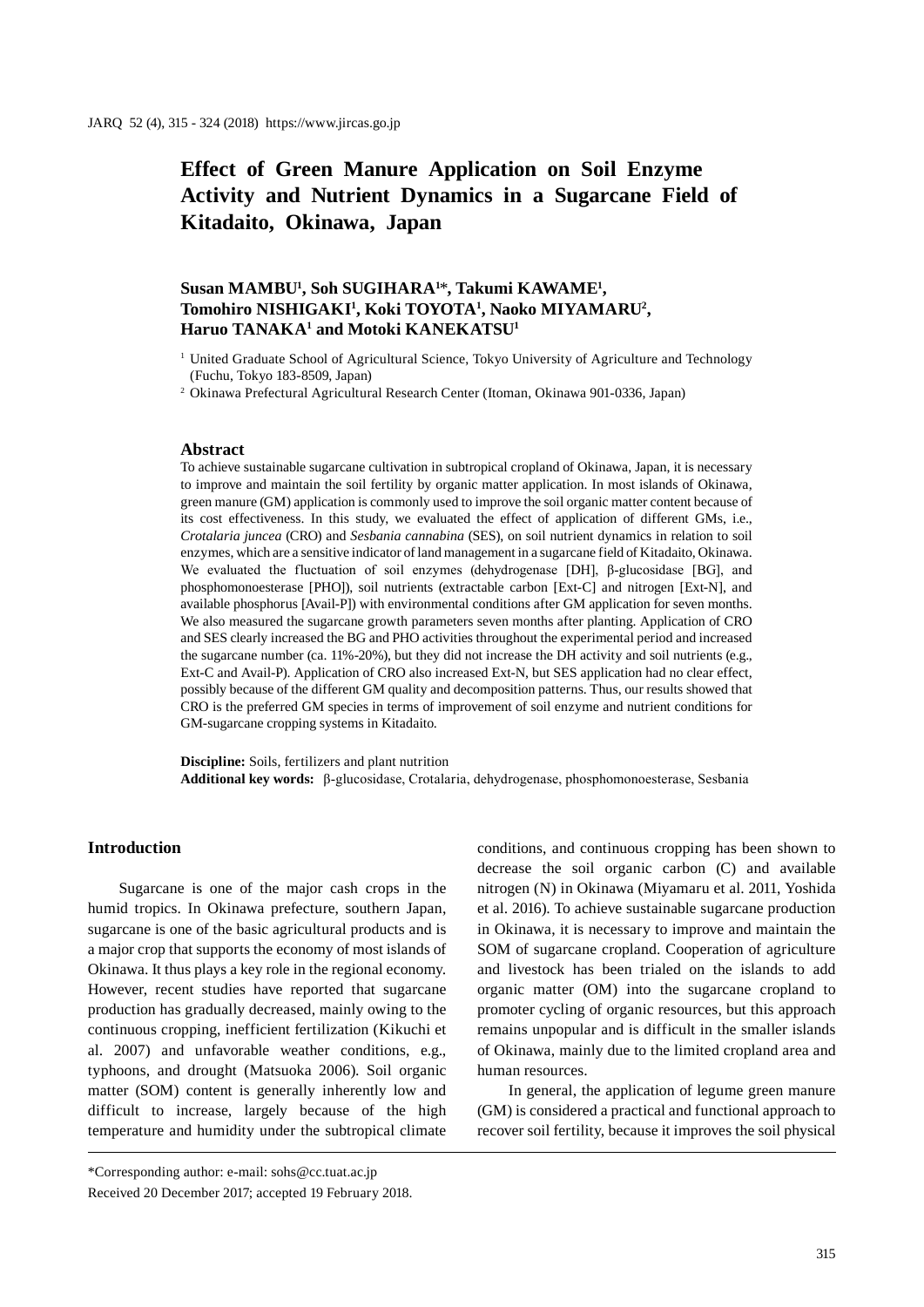# Effect of Green Manure Application on Soil Enzyme Activity and Nutrient Dynamics in a Sugarcane Field of Kitadaito, Okinawa, Japan

**Susan MAMBU[1], Soh SUGIHARA[1]*, Takumi KAWAME[1], Tomohiro NISHIGAKI[1], Koki TOYOTA[1], Naoko MIYAMARU[2], Haruo TANAKA[1] and Motoki KANEKATSU[1]**

[1] United Graduate School of Agricultural Science, Tokyo University of Agriculture and Technology (Fuchu, Tokyo 183-8509, Japan)

[2] Okinawa Prefectural Agricultural Research Center (Itoman, Okinawa 901-0336, Japan)

## Abstract

To achieve sustainable sugarcane cultivation in subtropical cropland of Okinawa, Japan, it is necessary to improve and maintain the soil fertility by organic matter application. In most islands of Okinawa, green manure (GM) application is commonly used to improve the soil organic matter content because of its cost effectiveness. In this study, we evaluated the effect of application of different GMs, i.e., *Crotalaria juncea* (CRO) and *Sesbania cannabina* (SES), on soil nutrient dynamics in relation to soil enzymes, which are a sensitive indicator of land management in a sugarcane field of Kitadaito, Okinawa. We evaluated the fluctuation of soil enzymes (dehydrogenase [DH], β-glucosidase [BG], and phosphomonoesterase [PHO]), soil nutrients (extractable carbon [Ext-C] and nitrogen [Ext-N], and available phosphorus [Avail-P]) with environmental conditions after GM application for seven months. We also measured the sugarcane growth parameters seven months after planting. Application of CRO and SES clearly increased the BG and PHO activities throughout the experimental period and increased the sugarcane number (ca. 11%-20%), but they did not increase the DH activity and soil nutrients (e.g., Ext-C and Avail-P). Application of CRO also increased Ext-N, but SES application had no clear effect, possibly because of the different GM quality and decomposition patterns. Thus, our results showed that CRO is the preferred GM species in terms of improvement of soil enzyme and nutrient conditions for GM-sugarcane cropping systems in Kitadaito.

**Discipline:** Soils, fertilizers and plant nutrition

**Additional key words:** β-glucosidase, Crotalaria, dehydrogenase, phosphomonoesterase, Sesbania

## Introduction

Sugarcane is one of the major cash crops in the humid tropics. In Okinawa prefecture, southern Japan, sugarcane is one of the basic agricultural products and is a major crop that supports the economy of most islands of Okinawa. It thus plays a key role in the regional economy. However, recent studies have reported that sugarcane production has gradually decreased, mainly owing to the continuous cropping, inefficient fertilization (Kikuchi et al. 2007) and unfavorable weather conditions, e.g., typhoons, and drought (Matsuoka 2006). Soil organic matter (SOM) content is generally inherently low and difficult to increase, largely because of the high temperature and humidity under the subtropical climate conditions, and continuous cropping has been shown to decrease the soil organic carbon (C) and available nitrogen (N) in Okinawa (Miyamaru et al. 2011, Yoshida et al. 2016). To achieve sustainable sugarcane production in Okinawa, it is necessary to improve and maintain the SOM of sugarcane cropland. Cooperation of agriculture and livestock has been trialed on the islands to add organic matter (OM) into the sugarcane cropland to promoter cycling of organic resources, but this approach remains unpopular and is difficult in the smaller islands of Okinawa, mainly due to the limited cropland area and human resources.

In general, the application of legume green manure (GM) is considered a practical and functional approach to recover soil fertility, because it improves the soil physical

\*Corresponding author: e-mail: sohs@cc.tuat.ac.jp

Received 20 December 2017; accepted 19 February 2018.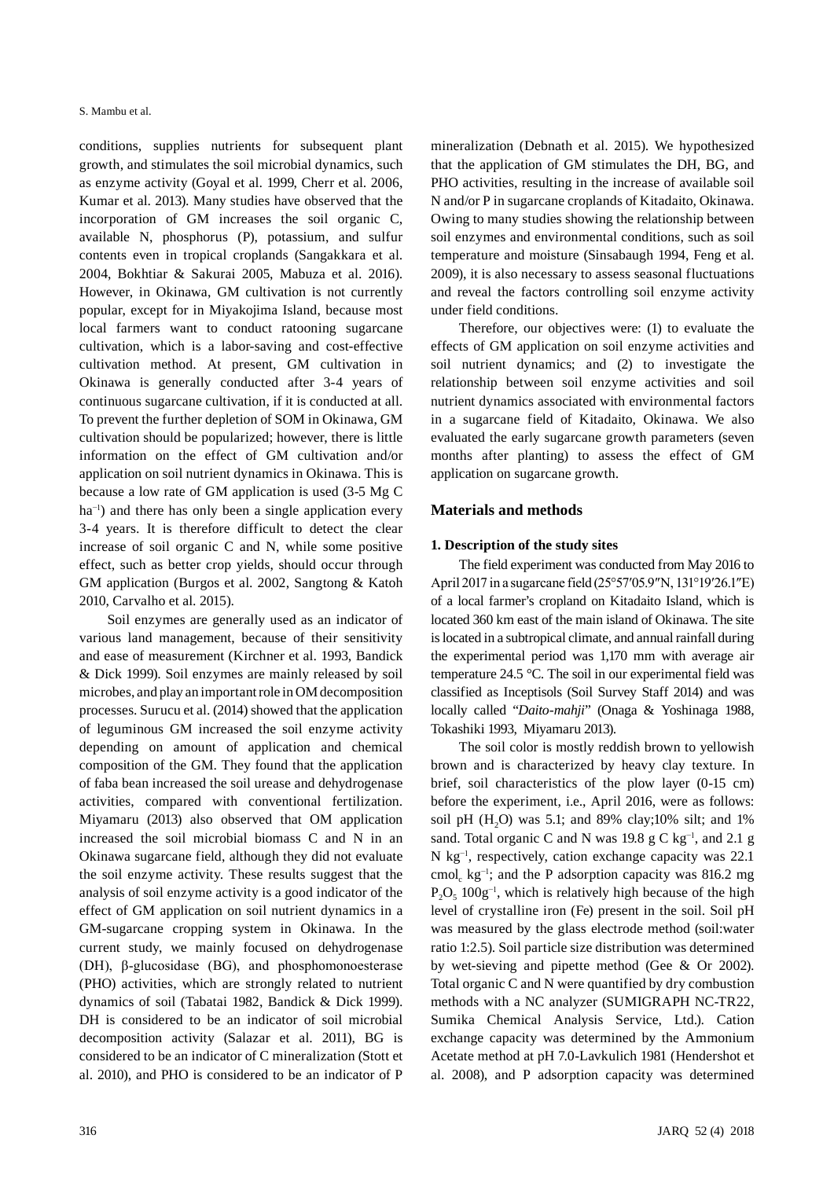conditions, supplies nutrients for subsequent plant growth, and stimulates the soil microbial dynamics, such as enzyme activity (Goyal et al. 1999, Cherr et al. 2006, Kumar et al. 2013). Many studies have observed that the incorporation of GM increases the soil organic C, available N, phosphorus (P), potassium, and sulfur contents even in tropical croplands (Sangakkara et al. 2004, Bokhtiar & Sakurai 2005, Mabuza et al. 2016). However, in Okinawa, GM cultivation is not currently popular, except for in Miyakojima Island, because most local farmers want to conduct ratooning sugarcane cultivation, which is a labor-saving and cost-effective cultivation method. At present, GM cultivation in Okinawa is generally conducted after 3-4 years of continuous sugarcane cultivation, if it is conducted at all. To prevent the further depletion of SOM in Okinawa, GM cultivation should be popularized; however, there is little information on the effect of GM cultivation and/or application on soil nutrient dynamics in Okinawa. This is because a low rate of GM application is used (3-5 Mg C ha$^{-1}$) and there has only been a single application every 3-4 years. It is therefore difficult to detect the clear increase of soil organic C and N, while some positive effect, such as better crop yields, should occur through GM application (Burgos et al. 2002, Sangtong & Katoh 2010, Carvalho et al. 2015).

Soil enzymes are generally used as an indicator of various land management, because of their sensitivity and ease of measurement (Kirchner et al. 1993, Bandick & Dick 1999). Soil enzymes are mainly released by soil microbes, and play an important role in OM decomposition processes. Surucu et al. (2014) showed that the application of leguminous GM increased the soil enzyme activity depending on amount of application and chemical composition of the GM. They found that the application of faba bean increased the soil urease and dehydrogenase activities, compared with conventional fertilization. Miyamaru (2013) also observed that OM application increased the soil microbial biomass C and N in an Okinawa sugarcane field, although they did not evaluate the soil enzyme activity. These results suggest that the analysis of soil enzyme activity is a good indicator of the effect of GM application on soil nutrient dynamics in a GM-sugarcane cropping system in Okinawa. In the current study, we mainly focused on dehydrogenase (DH), β-glucosidase (BG), and phosphomonoesterase (PHO) activities, which are strongly related to nutrient dynamics of soil (Tabatai 1982, Bandick & Dick 1999). DH is considered to be an indicator of soil microbial decomposition activity (Salazar et al. 2011), BG is considered to be an indicator of C mineralization (Stott et al. 2010), and PHO is considered to be an indicator of P mineralization (Debnath et al. 2015). We hypothesized that the application of GM stimulates the DH, BG, and PHO activities, resulting in the increase of available soil N and/or P in sugarcane croplands of Kitadaito, Okinawa. Owing to many studies showing the relationship between soil enzymes and environmental conditions, such as soil temperature and moisture (Sinsabaugh 1994, Feng et al. 2009), it is also necessary to assess seasonal fluctuations and reveal the factors controlling soil enzyme activity under field conditions.

Therefore, our objectives were: (1) to evaluate the effects of GM application on soil enzyme activities and soil nutrient dynamics; and (2) to investigate the relationship between soil enzyme activities and soil nutrient dynamics associated with environmental factors in a sugarcane field of Kitadaito, Okinawa. We also evaluated the early sugarcane growth parameters (seven months after planting) to assess the effect of GM application on sugarcane growth.

## Materials and methods

### 1. Description of the study sites

The field experiment was conducted from May 2016 to April 2017 in a sugarcane field (25°57′05.9″N, 131°19′26.1″E) of a local farmer's cropland on Kitadaito Island, which is located 360 km east of the main island of Okinawa. The site is located in a subtropical climate, and annual rainfall during the experimental period was 1,170 mm with average air temperature 24.5 °C. The soil in our experimental field was classified as Inceptisols (Soil Survey Staff 2014) and was locally called "*Daito-mahji*" (Onaga & Yoshinaga 1988, Tokashiki 1993, Miyamaru 2013).

The soil color is mostly reddish brown to yellowish brown and is characterized by heavy clay texture. In brief, soil characteristics of the plow layer (0-15 cm) before the experiment, i.e., April 2016, were as follows: soil pH ($H_2O$) was 5.1; and 89% clay;10% silt; and 1% sand. Total organic C and N was 19.8 g C kg$^{-1}$, and 2.1 g N kg$^{-1}$, respectively, cation exchange capacity was 22.1 cmol$_c$ kg$^{-1}$; and the P adsorption capacity was 816.2 mg $P_2O_5$ 100g$^{-1}$, which is relatively high because of the high level of crystalline iron (Fe) present in the soil. Soil pH was measured by the glass electrode method (soil:water ratio 1:2.5). Soil particle size distribution was determined by wet-sieving and pipette method (Gee & Or 2002). Total organic C and N were quantified by dry combustion methods with a NC analyzer (SUMIGRAPH NC-TR22, Sumika Chemical Analysis Service, Ltd.). Cation exchange capacity was determined by the Ammonium Acetate method at pH 7.0-Lavkulich 1981 (Hendershot et al. 2008), and P adsorption capacity was determined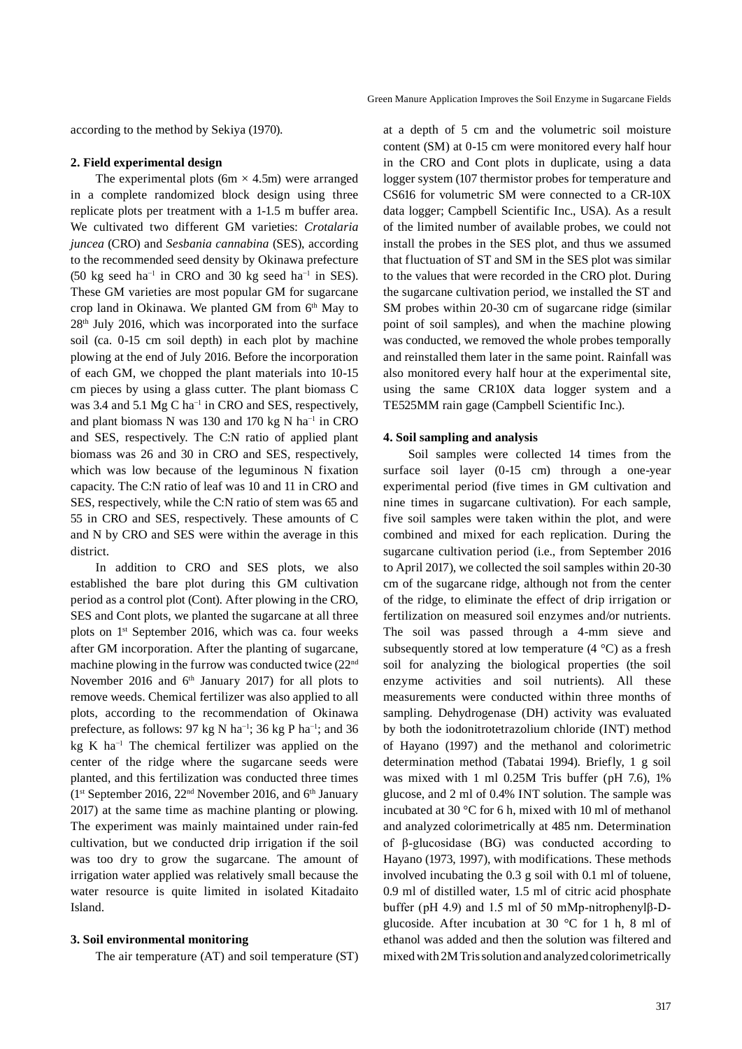according to the method by Sekiya (1970).

**2. Field experimental design**

The experimental plots (6m × 4.5m) were arranged in a complete randomized block design using three replicate plots per treatment with a 1-1.5 m buffer area. We cultivated two different GM varieties: *Crotalaria juncea* (CRO) and *Sesbania cannabina* (SES), according to the recommended seed density by Okinawa prefecture (50 kg seed $ha^{-1}$ in CRO and 30 kg seed $ha^{-1}$ in SES). These GM varieties are most popular GM for sugarcane crop land in Okinawa. We planted GM from 6th May to 28th July 2016, which was incorporated into the surface soil (ca. 0-15 cm soil depth) in each plot by machine plowing at the end of July 2016. Before the incorporation of each GM, we chopped the plant materials into 10-15 cm pieces by using a glass cutter. The plant biomass C was 3.4 and 5.1 Mg C $ha^{-1}$ in CRO and SES, respectively, and plant biomass N was 130 and 170 kg N $ha^{-1}$ in CRO and SES, respectively. The C:N ratio of applied plant biomass was 26 and 30 in CRO and SES, respectively, which was low because of the leguminous N fixation capacity. The C:N ratio of leaf was 10 and 11 in CRO and SES, respectively, while the C:N ratio of stem was 65 and 55 in CRO and SES, respectively. These amounts of C and N by CRO and SES were within the average in this district.

In addition to CRO and SES plots, we also established the bare plot during this GM cultivation period as a control plot (Cont). After plowing in the CRO, SES and Cont plots, we planted the sugarcane at all three plots on 1st September 2016, which was ca. four weeks after GM incorporation. After the planting of sugarcane, machine plowing in the furrow was conducted twice (22nd November 2016 and 6th January 2017) for all plots to remove weeds. Chemical fertilizer was also applied to all plots, according to the recommendation of Okinawa prefecture, as follows: 97 kg N $ha^{-1}$; 36 kg P $ha^{-1}$; and 36 kg K $ha^{-1}$ The chemical fertilizer was applied on the center of the ridge where the sugarcane seeds were planted, and this fertilization was conducted three times (1st September 2016, 22nd November 2016, and 6th January 2017) at the same time as machine planting or plowing. The experiment was mainly maintained under rain-fed cultivation, but we conducted drip irrigation if the soil was too dry to grow the sugarcane. The amount of irrigation water applied was relatively small because the water resource is quite limited in isolated Kitadaito Island.

**3. Soil environmental monitoring**

The air temperature (AT) and soil temperature (ST) at a depth of 5 cm and the volumetric soil moisture content (SM) at 0-15 cm were monitored every half hour in the CRO and Cont plots in duplicate, using a data logger system (107 thermistor probes for temperature and CS616 for volumetric SM were connected to a CR-10X data logger; Campbell Scientific Inc., USA). As a result of the limited number of available probes, we could not install the probes in the SES plot, and thus we assumed that fluctuation of ST and SM in the SES plot was similar to the values that were recorded in the CRO plot. During the sugarcane cultivation period, we installed the ST and SM probes within 20-30 cm of sugarcane ridge (similar point of soil samples), and when the machine plowing was conducted, we removed the whole probes temporally and reinstalled them later in the same point. Rainfall was also monitored every half hour at the experimental site, using the same CR10X data logger system and a TE525MM rain gage (Campbell Scientific Inc.).

**4. Soil sampling and analysis**

Soil samples were collected 14 times from the surface soil layer (0-15 cm) through a one-year experimental period (five times in GM cultivation and nine times in sugarcane cultivation). For each sample, five soil samples were taken within the plot, and were combined and mixed for each replication. During the sugarcane cultivation period (i.e., from September 2016 to April 2017), we collected the soil samples within 20-30 cm of the sugarcane ridge, although not from the center of the ridge, to eliminate the effect of drip irrigation or fertilization on measured soil enzymes and/or nutrients. The soil was passed through a 4-mm sieve and subsequently stored at low temperature (4 °C) as a fresh soil for analyzing the biological properties (the soil enzyme activities and soil nutrients). All these measurements were conducted within three months of sampling. Dehydrogenase (DH) activity was evaluated by both the iodonitrotetrazolium chloride (INT) method of Hayano (1997) and the methanol and colorimetric determination method (Tabatai 1994). Briefly, 1 g soil was mixed with 1 ml 0.25M Tris buffer (pH 7.6), 1% glucose, and 2 ml of 0.4% INT solution. The sample was incubated at 30 °C for 6 h, mixed with 10 ml of methanol and analyzed colorimetrically at 485 nm. Determination of β-glucosidase (BG) was conducted according to Hayano (1973, 1997), with modifications. These methods involved incubating the 0.3 g soil with 0.1 ml of toluene, 0.9 ml of distilled water, 1.5 ml of citric acid phosphate buffer (pH 4.9) and 1.5 ml of 50 mMp-nitrophenylβ-D-glucoside. After incubation at 30 °C for 1 h, 8 ml of ethanol was added and then the solution was filtered and mixed with 2M Tris solution and analyzed colorimetrically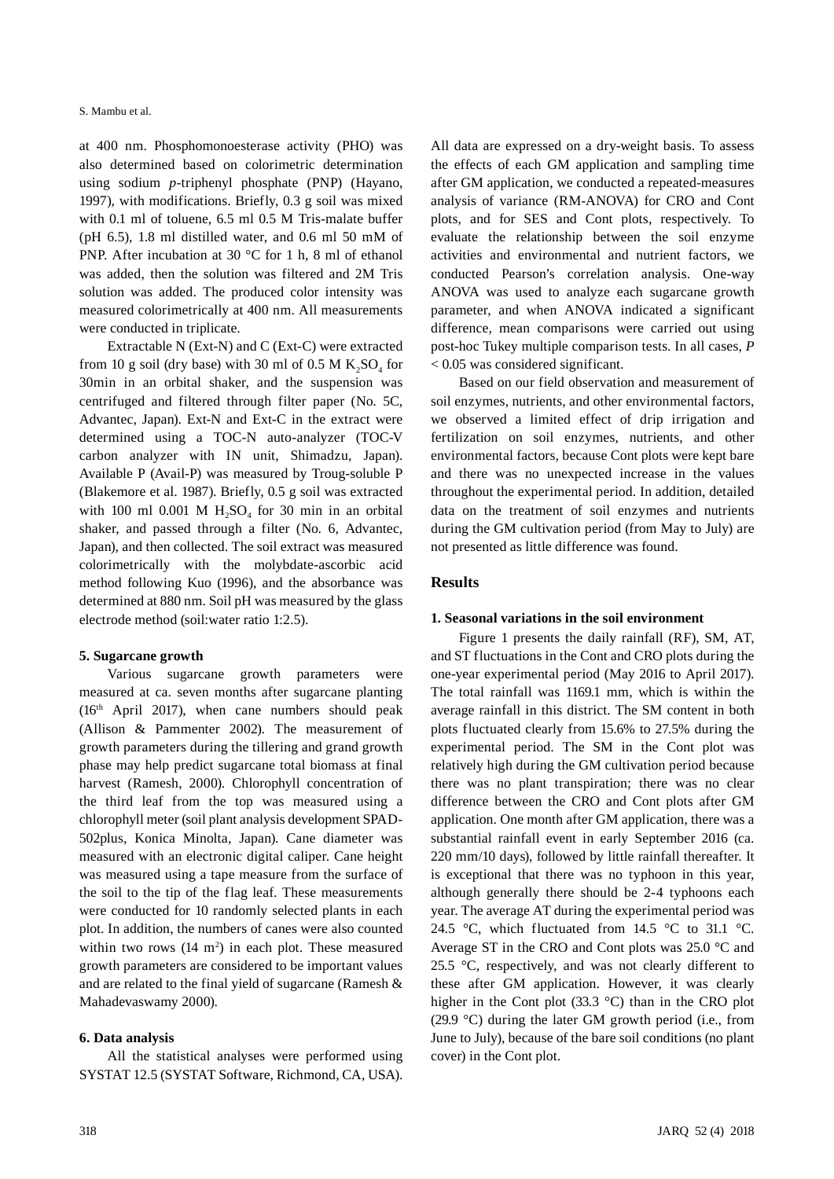at 400 nm. Phosphomonoesterase activity (PHO) was also determined based on colorimetric determination using sodium *p*-triphenyl phosphate (PNP) (Hayano, 1997), with modifications. Briefly, 0.3 g soil was mixed with 0.1 ml of toluene, 6.5 ml 0.5 M Tris-malate buffer (pH 6.5), 1.8 ml distilled water, and 0.6 ml 50 mM of PNP. After incubation at 30 °C for 1 h, 8 ml of ethanol was added, then the solution was filtered and 2M Tris solution was added. The produced color intensity was measured colorimetrically at 400 nm. All measurements were conducted in triplicate.

Extractable N (Ext-N) and C (Ext-C) were extracted from 10 g soil (dry base) with 30 ml of 0.5 M $K_2SO_4$ for 30min in an orbital shaker, and the suspension was centrifuged and filtered through filter paper (No. 5C, Advantec, Japan). Ext-N and Ext-C in the extract were determined using a TOC-N auto-analyzer (TOC-V carbon analyzer with IN unit, Shimadzu, Japan). Available P (Avail-P) was measured by Troug-soluble P (Blakemore et al. 1987). Briefly, 0.5 g soil was extracted with 100 ml 0.001 M $H_2SO_4$ for 30 min in an orbital shaker, and passed through a filter (No. 6, Advantec, Japan), and then collected. The soil extract was measured colorimetrically with the molybdate-ascorbic acid method following Kuo (1996), and the absorbance was determined at 880 nm. Soil pH was measured by the glass electrode method (soil:water ratio 1:2.5).

### 5. Sugarcane growth

Various sugarcane growth parameters were measured at ca. seven months after sugarcane planting (16th April 2017), when cane numbers should peak (Allison & Pammenter 2002). The measurement of growth parameters during the tillering and grand growth phase may help predict sugarcane total biomass at final harvest (Ramesh, 2000). Chlorophyll concentration of the third leaf from the top was measured using a chlorophyll meter (soil plant analysis development SPAD-502plus, Konica Minolta, Japan). Cane diameter was measured with an electronic digital caliper. Cane height was measured using a tape measure from the surface of the soil to the tip of the flag leaf. These measurements were conducted for 10 randomly selected plants in each plot. In addition, the numbers of canes were also counted within two rows (14 $m^2$) in each plot. These measured growth parameters are considered to be important values and are related to the final yield of sugarcane (Ramesh & Mahadevaswamy 2000).

### 6. Data analysis

All the statistical analyses were performed using SYSTAT 12.5 (SYSTAT Software, Richmond, CA, USA). All data are expressed on a dry-weight basis. To assess the effects of each GM application and sampling time after GM application, we conducted a repeated-measures analysis of variance (RM-ANOVA) for CRO and Cont plots, and for SES and Cont plots, respectively. To evaluate the relationship between the soil enzyme activities and environmental and nutrient factors, we conducted Pearson's correlation analysis. One-way ANOVA was used to analyze each sugarcane growth parameter, and when ANOVA indicated a significant difference, mean comparisons were carried out using post-hoc Tukey multiple comparison tests. In all cases, $P < 0.05$ was considered significant.

Based on our field observation and measurement of soil enzymes, nutrients, and other environmental factors, we observed a limited effect of drip irrigation and fertilization on soil enzymes, nutrients, and other environmental factors, because Cont plots were kept bare and there was no unexpected increase in the values throughout the experimental period. In addition, detailed data on the treatment of soil enzymes and nutrients during the GM cultivation period (from May to July) are not presented as little difference was found.

## Results

### 1. Seasonal variations in the soil environment

Figure 1 presents the daily rainfall (RF), SM, AT, and ST fluctuations in the Cont and CRO plots during the one-year experimental period (May 2016 to April 2017). The total rainfall was 1169.1 mm, which is within the average rainfall in this district. The SM content in both plots fluctuated clearly from 15.6% to 27.5% during the experimental period. The SM in the Cont plot was relatively high during the GM cultivation period because there was no plant transpiration; there was no clear difference between the CRO and Cont plots after GM application. One month after GM application, there was a substantial rainfall event in early September 2016 (ca. 220 mm/10 days), followed by little rainfall thereafter. It is exceptional that there was no typhoon in this year, although generally there should be 2-4 typhoons each year. The average AT during the experimental period was 24.5 °C, which fluctuated from 14.5 °C to 31.1 °C. Average ST in the CRO and Cont plots was 25.0 °C and 25.5 °C, respectively, and was not clearly different to these after GM application. However, it was clearly higher in the Cont plot (33.3 °C) than in the CRO plot (29.9 °C) during the later GM growth period (i.e., from June to July), because of the bare soil conditions (no plant cover) in the Cont plot.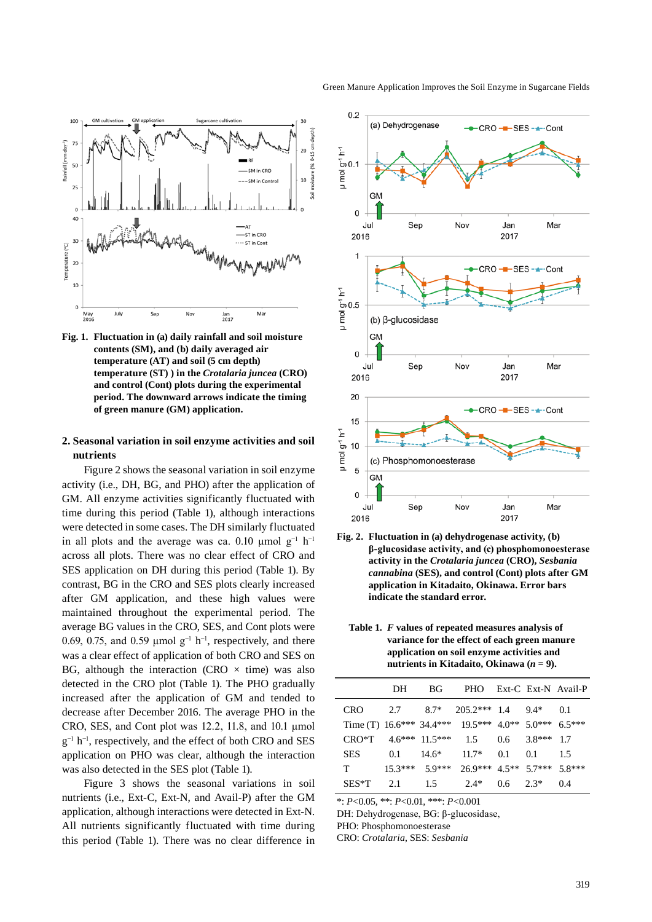**Fig. 1. Fluctuation in (a) daily rainfall and soil moisture contents (SM), and (b) daily averaged air temperature (AT) and soil (5 cm depth) temperature (ST) ) in the *Crotalaria juncea* (CRO) and control (Cont) plots during the experimental period. The downward arrows indicate the timing of green manure (GM) application.**

## 2. Seasonal variation in soil enzyme activities and soil nutrients

Figure 2 shows the seasonal variation in soil enzyme activity (i.e., DH, BG, and PHO) after the application of GM. All enzyme activities significantly fluctuated with time during this period (Table 1), although interactions were detected in some cases. The DH similarly fluctuated in all plots and the average was ca. 0.10 μmol $g^{-1}$ $h^{-1}$ across all plots. There was no clear effect of CRO and SES application on DH during this period (Table 1). By contrast, BG in the CRO and SES plots clearly increased after GM application, and these high values were maintained throughout the experimental period. The average BG values in the CRO, SES, and Cont plots were 0.69, 0.75, and 0.59 μmol $g^{-1}$ $h^{-1}$, respectively, and there was a clear effect of application of both CRO and SES on BG, although the interaction (CRO × time) was also detected in the CRO plot (Table 1). The PHO gradually increased after the application of GM and tended to decrease after December 2016. The average PHO in the CRO, SES, and Cont plot was 12.2, 11.8, and 10.1 μmol $g^{-1}$ $h^{-1}$, respectively, and the effect of both CRO and SES application on PHO was clear, although the interaction was also detected in the SES plot (Table 1).

Figure 3 shows the seasonal variations in soil nutrients (i.e., Ext-C, Ext-N, and Avail-P) after the GM application, although interactions were detected in Ext-N. All nutrients significantly fluctuated with time during this period (Table 1). There was no clear difference in

**Fig. 2. Fluctuation in (a) dehydrogenase activity, (b) β-glucosidase activity, and (c) phosphomonoesterase activity in the *Crotalaria juncea* (CRO), *Sesbania cannabina* (SES), and control (Cont) plots after GM application in Kitadaito, Okinawa. Error bars indicate the standard error.**

**Table 1. *F* values of repeated measures analysis of variance for the effect of each green manure application on soil enzyme activities and nutrients in Kitadaito, Okinawa (*n* = 9).**

| | DH | BG | PHO | Ext-C | Ext-N | Avail-P |
|---|---|---|---|---|---|---|
| CRO | 2.7 | 8.7* | 205.2*** | 1.4 | 9.4* | 0.1 |
| Time (T) | 16.6*** | 34.4*** | 19.5*** | 4.0** | 5.0*** | 6.5*** |
| CRO*T | 4.6*** | 11.5*** | 1.5 | 0.6 | 3.8*** | 1.7 |
| SES | 0.1 | 14.6* | 11.7* | 0.1 | 0.1 | 1.5 |
| T | 15.3*** | 5.9*** | 26.9*** | 4.5** | 5.7*** | 5.8*** |
| SES*T | 2.1 | 1.5 | 2.4* | 0.6 | 2.3* | 0.4 |

*: $P<0.05$, **: $P<0.01$, ***: $P<0.001$
DH: Dehydrogenase, BG: β-glucosidase,
PHO: Phosphomonoesterase
CRO: *Crotalaria*, SES: *Sesbania*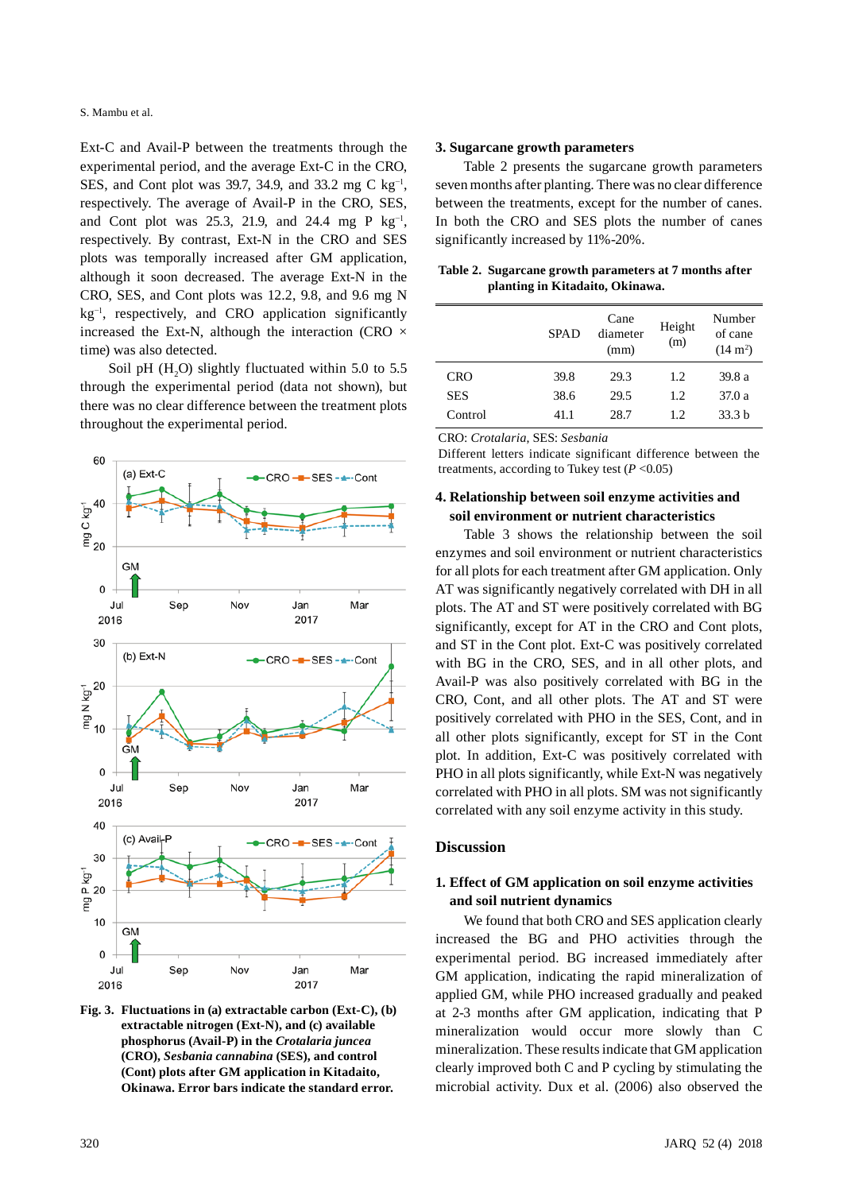Ext-C and Avail-P between the treatments through the experimental period, and the average Ext-C in the CRO, SES, and Cont plot was 39.7, 34.9, and 33.2 mg C $kg^{-1}$, respectively. The average of Avail-P in the CRO, SES, and Cont plot was 25.3, 21.9, and 24.4 mg P $kg^{-1}$, respectively. By contrast, Ext-N in the CRO and SES plots was temporally increased after GM application, although it soon decreased. The average Ext-N in the CRO, SES, and Cont plots was 12.2, 9.8, and 9.6 mg N $kg^{-1}$, respectively, and CRO application significantly increased the Ext-N, although the interaction (CRO × time) was also detected.

Soil pH ($H_2O$) slightly fluctuated within 5.0 to 5.5 through the experimental period (data not shown), but there was no clear difference between the treatment plots throughout the experimental period.

**Fig. 3. Fluctuations in (a) extractable carbon (Ext-C), (b) extractable nitrogen (Ext-N), and (c) available phosphorus (Avail-P) in the *Crotalaria juncea* (CRO), *Sesbania cannabina* (SES), and control (Cont) plots after GM application in Kitadaito, Okinawa. Error bars indicate the standard error.**

### 3. Sugarcane growth parameters

Table 2 presents the sugarcane growth parameters seven months after planting. There was no clear difference between the treatments, except for the number of canes. In both the CRO and SES plots the number of canes significantly increased by 11%-20%.

**Table 2. Sugarcane growth parameters at 7 months after planting in Kitadaito, Okinawa.**

| | SPAD | Cane diameter (mm) | Height (m) | Number of cane (14 $m^2$) |
|---|---|---|---|---|
| CRO | 39.8 | 29.3 | 1.2 | 39.8 a |
| SES | 38.6 | 29.5 | 1.2 | 37.0 a |
| Control | 41.1 | 28.7 | 1.2 | 33.3 b |

CRO: *Crotalaria*, SES: *Sesbania*
Different letters indicate significant difference between the treatments, according to Tukey test ($P$ <0.05)

### 4. Relationship between soil enzyme activities and soil environment or nutrient characteristics

Table 3 shows the relationship between the soil enzymes and soil environment or nutrient characteristics for all plots for each treatment after GM application. Only AT was significantly negatively correlated with DH in all plots. The AT and ST were positively correlated with BG significantly, except for AT in the CRO and Cont plots, and ST in the Cont plot. Ext-C was positively correlated with BG in the CRO, SES, and in all other plots, and Avail-P was also positively correlated with BG in the CRO, Cont, and all other plots. The AT and ST were positively correlated with PHO in the SES, Cont, and in all other plots significantly, except for ST in the Cont plot. In addition, Ext-C was positively correlated with PHO in all plots significantly, while Ext-N was negatively correlated with PHO in all plots. SM was not significantly correlated with any soil enzyme activity in this study.

## Discussion

### 1. Effect of GM application on soil enzyme activities and soil nutrient dynamics

We found that both CRO and SES application clearly increased the BG and PHO activities through the experimental period. BG increased immediately after GM application, indicating the rapid mineralization of applied GM, while PHO increased gradually and peaked at 2-3 months after GM application, indicating that P mineralization would occur more slowly than C mineralization. These results indicate that GM application clearly improved both C and P cycling by stimulating the microbial activity. Dux et al. (2006) also observed the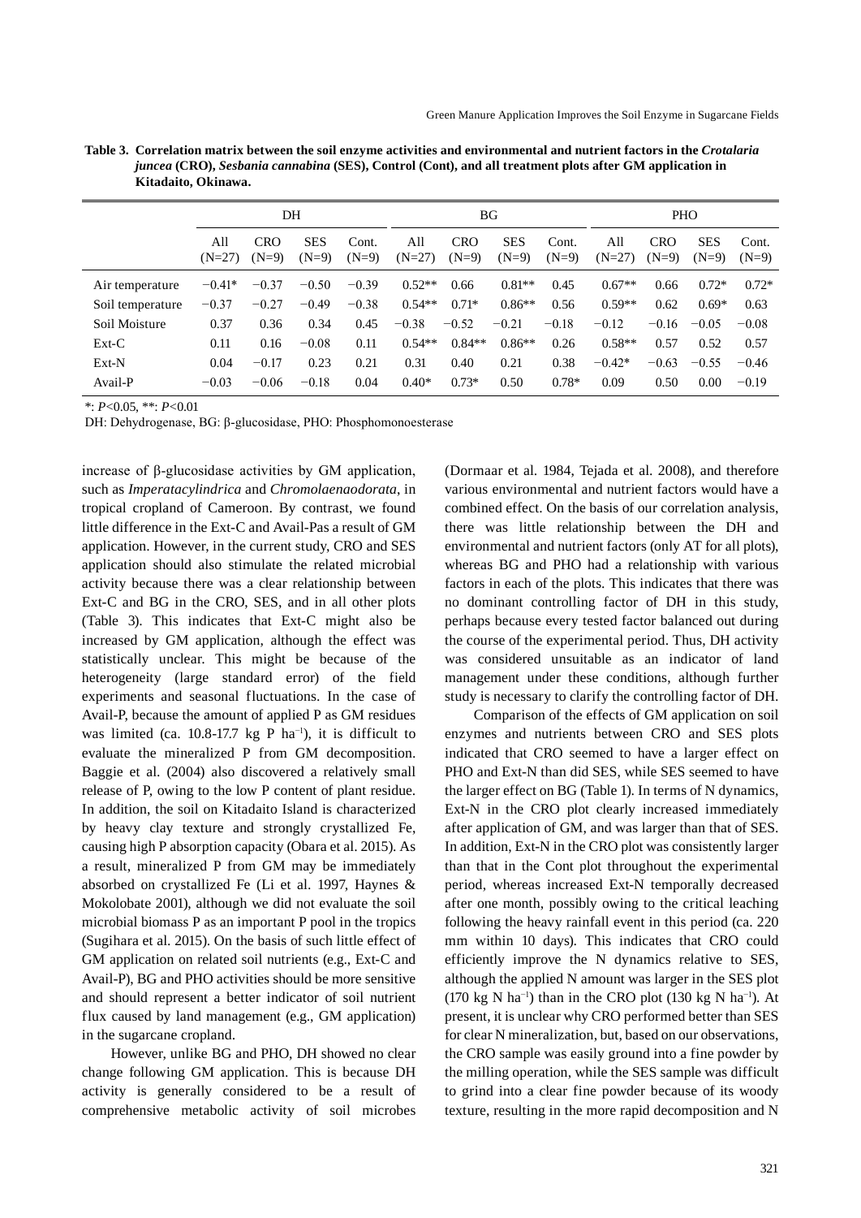**Table 3. Correlation matrix between the soil enzyme activities and environmental and nutrient factors in the *Crotalaria juncea* (CRO), *Sesbania cannabina* (SES), Control (Cont), and all treatment plots after GM application in Kitadaito, Okinawa.**

| | DH | | | | BG | | | | PHO | | | |
|---|---|---|---|---|---|---|---|---|---|---|---|---|
| | All (N=27) | CRO (N=9) | SES (N=9) | Cont. (N=9) | All (N=27) | CRO (N=9) | SES (N=9) | Cont. (N=9) | All (N=27) | CRO (N=9) | SES (N=9) | Cont. (N=9) |
| Air temperature | −0.41* | −0.37 | −0.50 | −0.39 | 0.52** | 0.66 | 0.81** | 0.45 | 0.67** | 0.66 | 0.72* | 0.72* |
| Soil temperature | −0.37 | −0.27 | −0.49 | −0.38 | 0.54** | 0.71* | 0.86** | 0.56 | 0.59** | 0.62 | 0.69* | 0.63 |
| Soil Moisture | 0.37 | 0.36 | 0.34 | 0.45 | −0.38 | −0.52 | −0.21 | −0.18 | −0.12 | −0.16 | −0.05 | −0.08 |
| Ext-C | 0.11 | 0.16 | −0.08 | 0.11 | 0.54** | 0.84** | 0.86** | 0.26 | 0.58** | 0.57 | 0.52 | 0.57 |
| Ext-N | 0.04 | −0.17 | 0.23 | 0.21 | 0.31 | 0.40 | 0.21 | 0.38 | −0.42* | −0.63 | −0.55 | −0.46 |
| Avail-P | −0.03 | −0.06 | −0.18 | 0.04 | 0.40* | 0.73* | 0.50 | 0.78* | 0.09 | 0.50 | 0.00 | −0.19 |

*: $P$<0.05, **: $P$<0.01

DH: Dehydrogenase, BG: β-glucosidase, PHO: Phosphomonoesterase

increase of β-glucosidase activities by GM application, such as *Imperatacylindrica* and *Chromolaenaodorata*, in tropical cropland of Cameroon. By contrast, we found little difference in the Ext-C and Avail-Pas a result of GM application. However, in the current study, CRO and SES application should also stimulate the related microbial activity because there was a clear relationship between Ext-C and BG in the CRO, SES, and in all other plots (Table 3). This indicates that Ext-C might also be increased by GM application, although the effect was statistically unclear. This might be because of the heterogeneity (large standard error) of the field experiments and seasonal fluctuations. In the case of Avail-P, because the amount of applied P as GM residues was limited (ca. 10.8-17.7 kg P ha$^{-1}$), it is difficult to evaluate the mineralized P from GM decomposition. Baggie et al. (2004) also discovered a relatively small release of P, owing to the low P content of plant residue. In addition, the soil on Kitadaito Island is characterized by heavy clay texture and strongly crystallized Fe, causing high P absorption capacity (Obara et al. 2015). As a result, mineralized P from GM may be immediately absorbed on crystallized Fe (Li et al. 1997, Haynes & Mokolobate 2001), although we did not evaluate the soil microbial biomass P as an important P pool in the tropics (Sugihara et al. 2015). On the basis of such little effect of GM application on related soil nutrients (e.g., Ext-C and Avail-P), BG and PHO activities should be more sensitive and should represent a better indicator of soil nutrient flux caused by land management (e.g., GM application) in the sugarcane cropland.

However, unlike BG and PHO, DH showed no clear change following GM application. This is because DH activity is generally considered to be a result of comprehensive metabolic activity of soil microbes (Dormaar et al. 1984, Tejada et al. 2008), and therefore various environmental and nutrient factors would have a combined effect. On the basis of our correlation analysis, there was little relationship between the DH and environmental and nutrient factors (only AT for all plots), whereas BG and PHO had a relationship with various factors in each of the plots. This indicates that there was no dominant controlling factor of DH in this study, perhaps because every tested factor balanced out during the course of the experimental period. Thus, DH activity was considered unsuitable as an indicator of land management under these conditions, although further study is necessary to clarify the controlling factor of DH.

Comparison of the effects of GM application on soil enzymes and nutrients between CRO and SES plots indicated that CRO seemed to have a larger effect on PHO and Ext-N than did SES, while SES seemed to have the larger effect on BG (Table 1). In terms of N dynamics, Ext-N in the CRO plot clearly increased immediately after application of GM, and was larger than that of SES. In addition, Ext-N in the CRO plot was consistently larger than that in the Cont plot throughout the experimental period, whereas increased Ext-N temporally decreased after one month, possibly owing to the critical leaching following the heavy rainfall event in this period (ca. 220 mm within 10 days). This indicates that CRO could efficiently improve the N dynamics relative to SES, although the applied N amount was larger in the SES plot (170 kg N ha$^{-1}$) than in the CRO plot (130 kg N ha$^{-1}$). At present, it is unclear why CRO performed better than SES for clear N mineralization, but, based on our observations, the CRO sample was easily ground into a fine powder by the milling operation, while the SES sample was difficult to grind into a clear fine powder because of its woody texture, resulting in the more rapid decomposition and N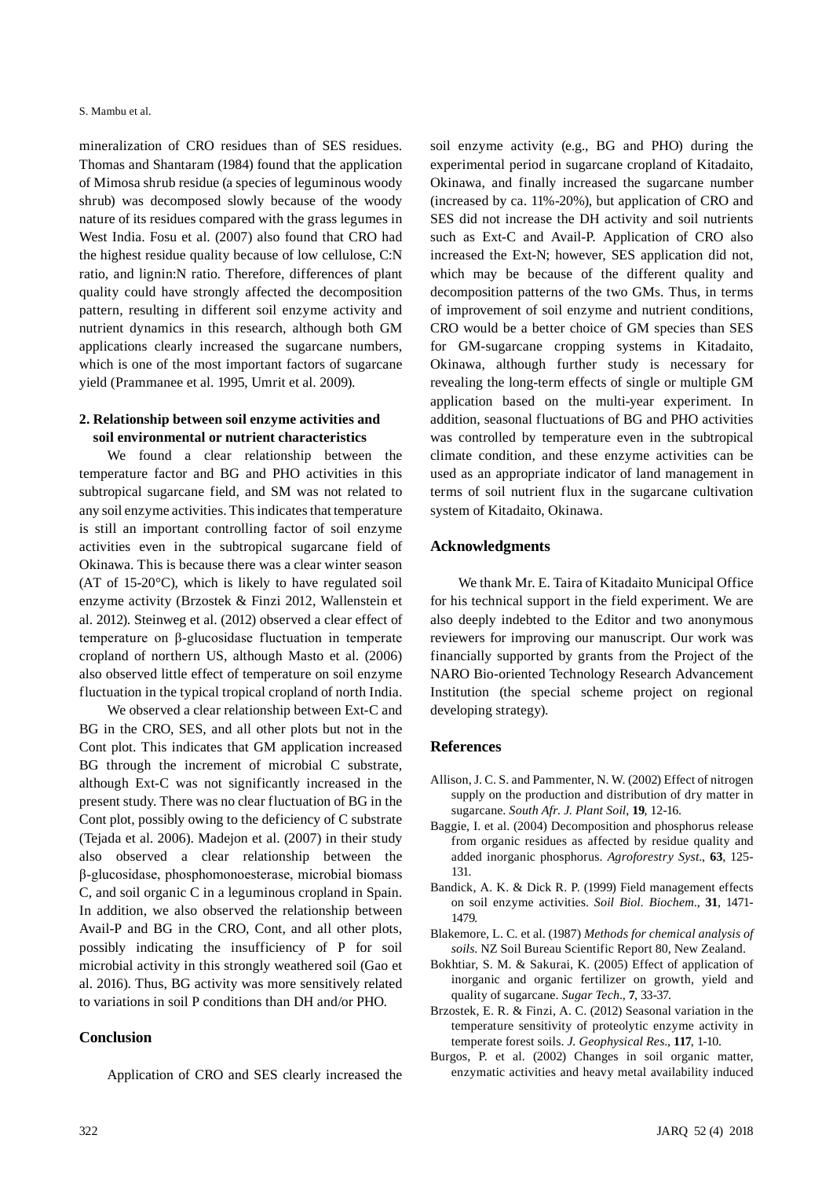mineralization of CRO residues than of SES residues. Thomas and Shantaram (1984) found that the application of Mimosa shrub residue (a species of leguminous woody shrub) was decomposed slowly because of the woody nature of its residues compared with the grass legumes in West India. Fosu et al. (2007) also found that CRO had the highest residue quality because of low cellulose, C:N ratio, and lignin:N ratio. Therefore, differences of plant quality could have strongly affected the decomposition pattern, resulting in different soil enzyme activity and nutrient dynamics in this research, although both GM applications clearly increased the sugarcane numbers, which is one of the most important factors of sugarcane yield (Prammanee et al. 1995, Umrit et al. 2009).

### 2. Relationship between soil enzyme activities and soil environmental or nutrient characteristics

We found a clear relationship between the temperature factor and BG and PHO activities in this subtropical sugarcane field, and SM was not related to any soil enzyme activities. This indicates that temperature is still an important controlling factor of soil enzyme activities even in the subtropical sugarcane field of Okinawa. This is because there was a clear winter season (AT of 15-20°C), which is likely to have regulated soil enzyme activity (Brzostek & Finzi 2012, Wallenstein et al. 2012). Steinweg et al. (2012) observed a clear effect of temperature on β-glucosidase fluctuation in temperate cropland of northern US, although Masto et al. (2006) also observed little effect of temperature on soil enzyme fluctuation in the typical tropical cropland of north India.

We observed a clear relationship between Ext-C and BG in the CRO, SES, and all other plots but not in the Cont plot. This indicates that GM application increased BG through the increment of microbial C substrate, although Ext-C was not significantly increased in the present study. There was no clear fluctuation of BG in the Cont plot, possibly owing to the deficiency of C substrate (Tejada et al. 2006). Madejon et al. (2007) in their study also observed a clear relationship between the β-glucosidase, phosphomonoesterase, microbial biomass C, and soil organic C in a leguminous cropland in Spain. In addition, we also observed the relationship between Avail-P and BG in the CRO, Cont, and all other plots, possibly indicating the insufficiency of P for soil microbial activity in this strongly weathered soil (Gao et al. 2016). Thus, BG activity was more sensitively related to variations in soil P conditions than DH and/or PHO.

## Conclusion

Application of CRO and SES clearly increased the soil enzyme activity (e.g., BG and PHO) during the experimental period in sugarcane cropland of Kitadaito, Okinawa, and finally increased the sugarcane number (increased by ca. 11%-20%), but application of CRO and SES did not increase the DH activity and soil nutrients such as Ext-C and Avail-P. Application of CRO also increased the Ext-N; however, SES application did not, which may be because of the different quality and decomposition patterns of the two GMs. Thus, in terms of improvement of soil enzyme and nutrient conditions, CRO would be a better choice of GM species than SES for GM-sugarcane cropping systems in Kitadaito, Okinawa, although further study is necessary for revealing the long-term effects of single or multiple GM application based on the multi-year experiment. In addition, seasonal fluctuations of BG and PHO activities was controlled by temperature even in the subtropical climate condition, and these enzyme activities can be used as an appropriate indicator of land management in terms of soil nutrient flux in the sugarcane cultivation system of Kitadaito, Okinawa.

## Acknowledgments

We thank Mr. E. Taira of Kitadaito Municipal Office for his technical support in the field experiment. We are also deeply indebted to the Editor and two anonymous reviewers for improving our manuscript. Our work was financially supported by grants from the Project of the NARO Bio-oriented Technology Research Advancement Institution (the special scheme project on regional developing strategy).

## References

Allison, J. C. S. and Pammenter, N. W. (2002) Effect of nitrogen supply on the production and distribution of dry matter in sugarcane. *South Afr. J. Plant Soil*, **19**, 12-16.

Baggie, I. et al. (2004) Decomposition and phosphorus release from organic residues as affected by residue quality and added inorganic phosphorus. *Agroforestry Syst*., **63**, 125-131.

Bandick, A. K. & Dick R. P. (1999) Field management effects on soil enzyme activities. *Soil Biol. Biochem*., **31**, 1471-1479.

Blakemore, L. C. et al. (1987) *Methods for chemical analysis of soils.* NZ Soil Bureau Scientific Report 80, New Zealand.

Bokhtiar, S. M. & Sakurai, K. (2005) Effect of application of inorganic and organic fertilizer on growth, yield and quality of sugarcane. *Sugar Tech*., **7**, 33-37.

Brzostek, E. R. & Finzi, A. C. (2012) Seasonal variation in the temperature sensitivity of proteolytic enzyme activity in temperate forest soils. *J. Geophysical Res*., **117**, 1-10.

Burgos, P. et al. (2002) Changes in soil organic matter, enzymatic activities and heavy metal availability induced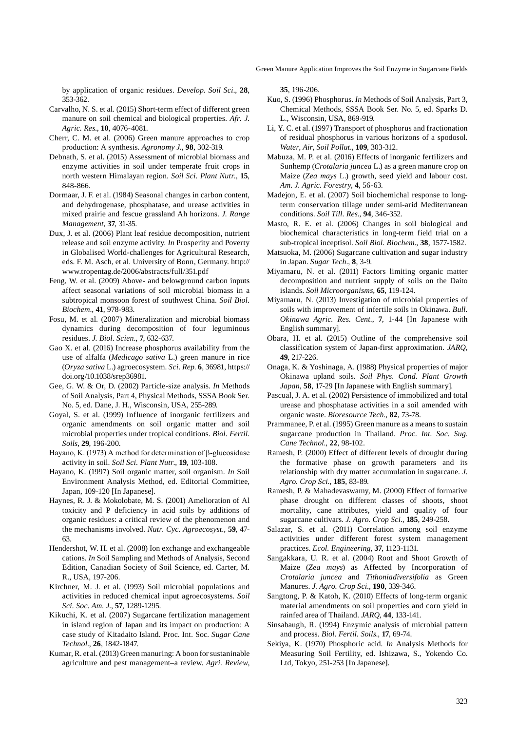by application of organic residues. *Develop. Soil Sci*., **28**, 353-362.

Carvalho, N. S. et al. (2015) Short-term effect of different green manure on soil chemical and biological properties. *Afr. J. Agric. Res*., **10**, 4076-4081.

Cherr, C. M. et al. (2006) Green manure approaches to crop production: A synthesis. *Agronomy J*., **98**, 302-319.

Debnath, S. et al. (2015) Assessment of microbial biomass and enzyme activities in soil under temperate fruit crops in north western Himalayan region. *Soil Sci. Plant Nutr.,* **15**, 848-866.

Dormaar, J. F. et al. (1984) Seasonal changes in carbon content, and dehydrogenase, phosphatase, and urease activities in mixed prairie and fescue grassland Ah horizons. *J. Range Management*, **37**, 31-35.

Dux, J. et al. (2006) Plant leaf residue decomposition, nutrient release and soil enzyme activity. *In* Prosperity and Poverty in Globalised World-challenges for Agricultural Research, eds. F. M. Asch, et al. University of Bonn, Germany. http://www.tropentag.de/2006/abstracts/full/351.pdf

Feng, W. et al. (2009) Above- and belowground carbon inputs affect seasonal variations of soil microbial biomass in a subtropical monsoon forest of southwest China. *Soil Biol. Biochem*., **41**, 978-983.

Fosu, M. et al. (2007) Mineralization and microbial biomass dynamics during decomposition of four leguminous residues. *J. Biol. Scien*., **7**, 632-637.

Gao X. et al. (2016) Increase phosphorus availability from the use of alfalfa (*Medicago sativa* L.) green manure in rice (*Oryza sativa* L.) agroecosystem. *Sci. Rep.* **6**, 36981, https://doi.org/10.1038/srep36981.

Gee, G. W. & Or, D. (2002) Particle-size analysis. *In* Methods of Soil Analysis, Part 4, Physical Methods, SSSA Book Ser. No. 5, ed. Dane, J. H., Wisconsin, USA, 255-289.

Goyal, S. et al. (1999) Influence of inorganic fertilizers and organic amendments on soil organic matter and soil microbial properties under tropical conditions. *Biol. Fertil. Soils*, **29**, 196-200.

Hayano, K. (1973) A method for determination of β-glucosidase activity in soil. *Soil Sci. Plant Nutr*., **19**, 103-108.

Hayano, K. (1997) Soil organic matter, soil organism. *In* Soil Environment Analysis Method, ed. Editorial Committee, Japan, 109-120 [In Japanese].

Haynes, R. J. & Mokolobate, M. S. (2001) Amelioration of Al toxicity and P deficiency in acid soils by additions of organic residues: a critical review of the phenomenon and the mechanisms involved. *Nutr. Cyc. Agroecosyst*., **59**, 47-63.

Hendershot, W. H. et al. (2008) Ion exchange and exchangeable cations. *In* Soil Sampling and Methods of Analysis, Second Edition, Canadian Society of Soil Science, ed. Carter, M. R., USA, 197-206.

Kirchner, M. J. et al. (1993) Soil microbial populations and activities in reduced chemical input agroecosystems. *Soil Sci. Soc. Am. J*., **57**, 1289-1295.

Kikuchi, K. et al. (2007) Sugarcane fertilization management in island region of Japan and its impact on production: A case study of Kitadaito Island. Proc. Int. Soc. *Sugar Cane Technol*., **26**, 1842-1847.

Kumar, R. et al. (2013) Green manuring: A boon for sustaninable agriculture and pest management–a review. *Agri. Review*, **35**, 196-206.

Kuo, S. (1996) Phosphorus. *In* Methods of Soil Analysis, Part 3, Chemical Methods, SSSA Book Ser. No. 5, ed. Sparks D. L., Wisconsin, USA, 869-919.

Li, Y. C. et al. (1997) Transport of phosphorus and fractionation of residual phosphorus in various horizons of a spodosol. *Water, Air, Soil Pollut*., **109**, 303-312.

Mabuza, M. P. et al. (2016) Effects of inorganic fertilizers and Sunhemp (*Crotalaria juncea* L.) as a green manure crop on Maize (*Zea mays* L.) growth, seed yield and labour cost. *Am. J. Agric. Forestry*, **4**, 56-63.

Madejon, E. et al. (2007) Soil biochemichal response to long-term conservation tillage under semi-arid Mediterranean conditions. *Soil Till. Res*., **94**, 346-352.

Masto, R. E. et al. (2006) Changes in soil biological and biochemical characteristics in long-term field trial on a sub-tropical inceptisol. *Soil Biol. Biochem*., **38**, 1577-1582.

Matsuoka, M. (2006) Sugarcane cultivation and sugar industry in Japan. *Sugar Tech*., **8**, 3-9.

Miyamaru, N. et al. (2011) Factors limiting organic matter decomposition and nutrient supply of soils on the Daito islands. *Soil Microorganisms*, **65**, 119-124.

Miyamaru, N. (2013) Investigation of microbial properties of soils with improvement of infertile soils in Okinawa. *Bull. Okinawa Agric. Res. Cent.,* **7**, 1-44 [In Japanese with English summary].

Obara, H. et al. (2015) Outline of the comprehensive soil classification system of Japan-first approximation. *JARQ*, **49**, 217-226.

Onaga, K. & Yoshinaga, A. (1988) Physical properties of major Okinawa upland soils. *Soil Phys. Cond. Plant Growth Japan*, **58**, 17-29 [In Japanese with English summary].

Pascual, J. A. et al. (2002) Persistence of immobilized and total urease and phosphatase activities in a soil amended with organic waste. *Bioresource Tech*., **82**, 73-78.

Prammanee, P. et al. (1995) Green manure as a means to sustain sugarcane production in Thailand. *Proc. Int. Soc. Sug. Cane Technol*., **22**, 98-102.

Ramesh, P. (2000) Effect of different levels of drought during the formative phase on growth parameters and its relationship with dry matter accumulation in sugarcane. *J. Agro. Crop Sci*., **185**, 83-89.

Ramesh, P. & Mahadevaswamy, M. (2000) Effect of formative phase drought on different classes of shoots, shoot mortality, cane attributes, yield and quality of four sugarcane cultivars. *J. Agro. Crop Sci*., **185**, 249-258.

Salazar, S. et al. (2011) Correlation among soil enzyme activities under different forest system management practices. *Ecol. Engineering*, **37**, 1123-1131.

Sangakkara, U. R. et al. (2004) Root and Shoot Growth of Maize (*Zea mays*) as Affected by Incorporation of *Crotalaria juncea* and *Tithoniadiversifolia* as Green Manures. *J. Agro. Crop Sci*., **190**, 339-346.

Sangtong, P. & Katoh, K. (2010) Effects of long-term organic material amendments on soil properties and corn yield in rainfed area of Thailand. *JARQ*, **44**, 133-141.

Sinsabaugh, R. (1994) Enzymic analysis of microbial pattern and process. *Biol. Fertil. Soils*., **17**, 69-74.

Sekiya, K. (1970) Phosphoric acid. *In* Analysis Methods for Measuring Soil Fertility, ed. Ishizawa, S., Yokendo Co. Ltd, Tokyo, 251-253 [In Japanese].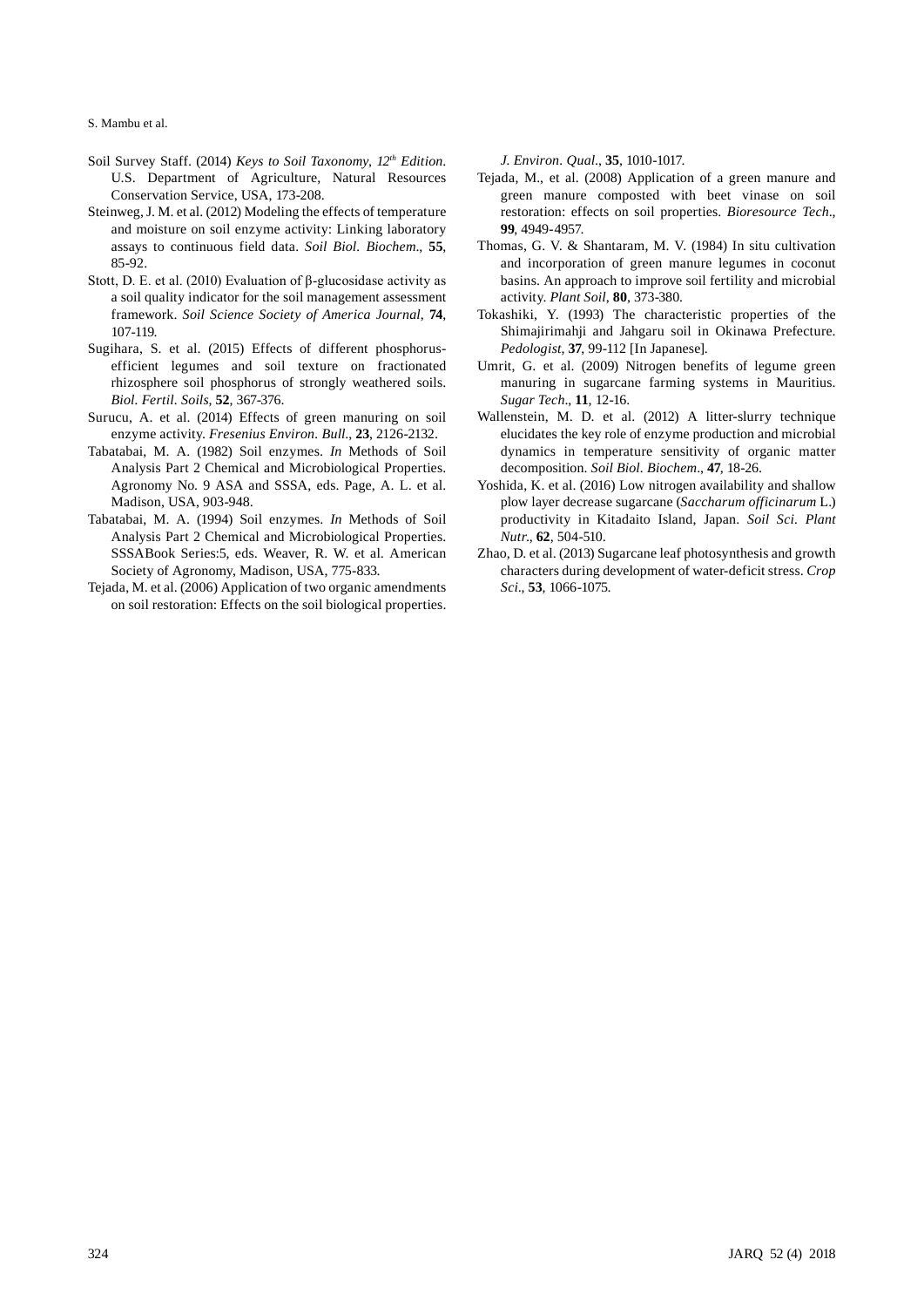Soil Survey Staff. (2014) *Keys to Soil Taxonomy, 12th Edition*. U.S. Department of Agriculture, Natural Resources Conservation Service, USA, 173-208.

Steinweg, J. M. et al. (2012) Modeling the effects of temperature and moisture on soil enzyme activity: Linking laboratory assays to continuous field data. *Soil Biol. Biochem*., **55**, 85-92.

Stott, D. E. et al. (2010) Evaluation of β-glucosidase activity as a soil quality indicator for the soil management assessment framework. *Soil Science Society of America Journal*, **74**, 107-119.

Sugihara, S. et al. (2015) Effects of different phosphorus-efficient legumes and soil texture on fractionated rhizosphere soil phosphorus of strongly weathered soils. *Biol. Fertil. Soils*, **52**, 367-376.

Surucu, A. et al. (2014) Effects of green manuring on soil enzyme activity. *Fresenius Environ. Bull*., **23**, 2126-2132.

Tabatabai, M. A. (1982) Soil enzymes. *In* Methods of Soil Analysis Part 2 Chemical and Microbiological Properties. Agronomy No. 9 ASA and SSSA, eds. Page, A. L. et al. Madison, USA, 903-948.

Tabatabai, M. A. (1994) Soil enzymes. *In* Methods of Soil Analysis Part 2 Chemical and Microbiological Properties. SSSABook Series:5, eds. Weaver, R. W. et al. American Society of Agronomy, Madison, USA, 775-833.

Tejada, M. et al. (2006) Application of two organic amendments on soil restoration: Effects on the soil biological properties. *J. Environ. Qual*., **35**, 1010-1017.

Tejada, M., et al. (2008) Application of a green manure and green manure composted with beet vinase on soil restoration: effects on soil properties. *Bioresource Tech*., **99**, 4949-4957.

Thomas, G. V. & Shantaram, M. V. (1984) In situ cultivation and incorporation of green manure legumes in coconut basins. An approach to improve soil fertility and microbial activity. *Plant Soil*, **80**, 373-380.

Tokashiki, Y. (1993) The characteristic properties of the Shimajirimahji and Jahgaru soil in Okinawa Prefecture. *Pedologist*, **37**, 99-112 [In Japanese].

Umrit, G. et al. (2009) Nitrogen benefits of legume green manuring in sugarcane farming systems in Mauritius. *Sugar Tech*., **11**, 12-16.

Wallenstein, M. D. et al. (2012) A litter-slurry technique elucidates the key role of enzyme production and microbial dynamics in temperature sensitivity of organic matter decomposition. *Soil Biol. Biochem*., **47**, 18-26.

Yoshida, K. et al. (2016) Low nitrogen availability and shallow plow layer decrease sugarcane (*Saccharum officinarum* L.) productivity in Kitadaito Island, Japan. *Soil Sci. Plant Nutr*., **62**, 504-510.

Zhao, D. et al. (2013) Sugarcane leaf photosynthesis and growth characters during development of water-deficit stress. *Crop Sci*., **53**, 1066-1075.